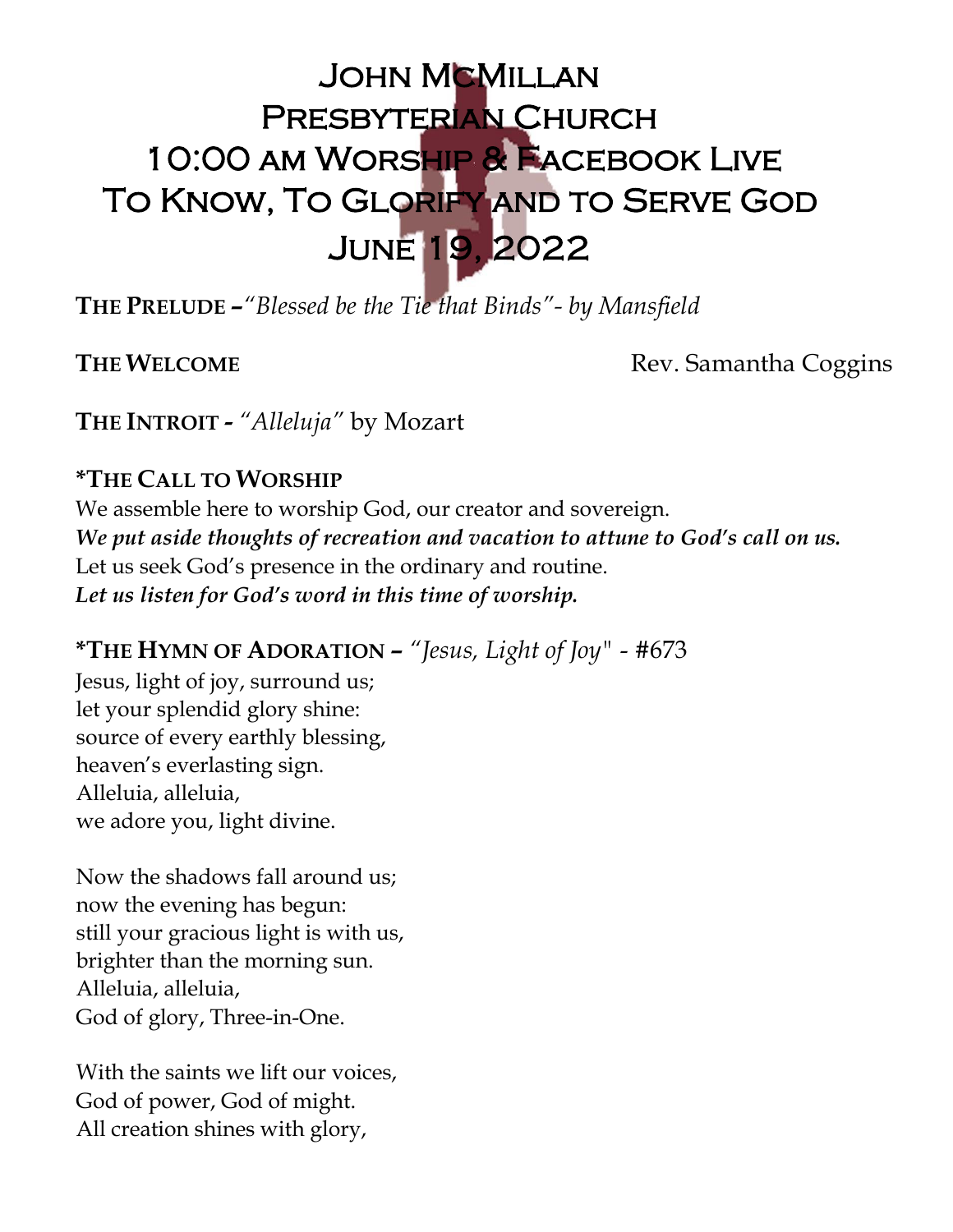# John McMillan Presbyterian Church
# 10:00 am Worship & Facebook Live
# To Know, To Glorify and to Serve God
# June 19, 2022

**The Prelude** –*"Blessed be the Tie that Binds"- by Mansfield*

**The Welcome** Rev. Samantha Coggins

**The Introit** - *"Alleluja"* by Mozart

**\*The Call to Worship**

We assemble here to worship God, our creator and sovereign.
***We put aside thoughts of recreation and vacation to attune to God's call on us.***
Let us seek God's presence in the ordinary and routine.
***Let us listen for God's word in this time of worship.***

**\*The Hymn of Adoration** – *"Jesus, Light of Joy"* - #673

Jesus, light of joy, surround us;
let your splendid glory shine:
source of every earthly blessing,
heaven's everlasting sign.
Alleluia, alleluia,
we adore you, light divine.

Now the shadows fall around us;
now the evening has begun:
still your gracious light is with us,
brighter than the morning sun.
Alleluia, alleluia,
God of glory, Three-in-One.

With the saints we lift our voices,
God of power, God of might.
All creation shines with glory,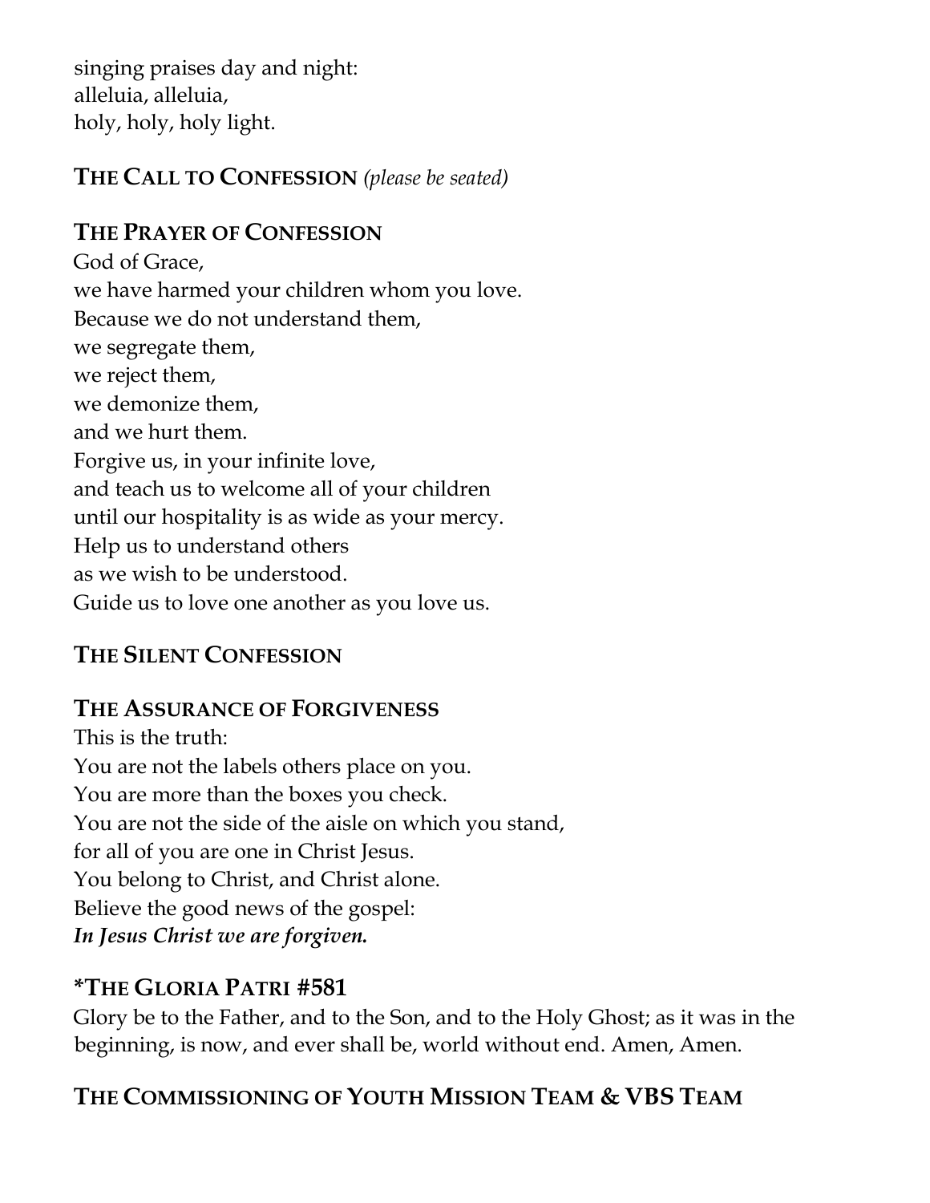singing praises day and night:
alleluia, alleluia,
holy, holy, holy light.

## THE CALL TO CONFESSION *(please be seated)*

## THE PRAYER OF CONFESSION

God of Grace,
we have harmed your children whom you love.
Because we do not understand them,
we segregate them,
we reject them,
we demonize them,
and we hurt them.
Forgive us, in your infinite love,
and teach us to welcome all of your children
until our hospitality is as wide as your mercy.
Help us to understand others
as we wish to be understood.
Guide us to love one another as you love us.

## THE SILENT CONFESSION

## THE ASSURANCE OF FORGIVENESS

This is the truth:
You are not the labels others place on you.
You are more than the boxes you check.
You are not the side of the aisle on which you stand,
for all of you are one in Christ Jesus.
You belong to Christ, and Christ alone.
Believe the good news of the gospel:
***In Jesus Christ we are forgiven.***

## *THE GLORIA PATRI #581

Glory be to the Father, and to the Son, and to the Holy Ghost; as it was in the beginning, is now, and ever shall be, world without end. Amen, Amen.

## THE COMMISSIONING OF YOUTH MISSION TEAM & VBS TEAM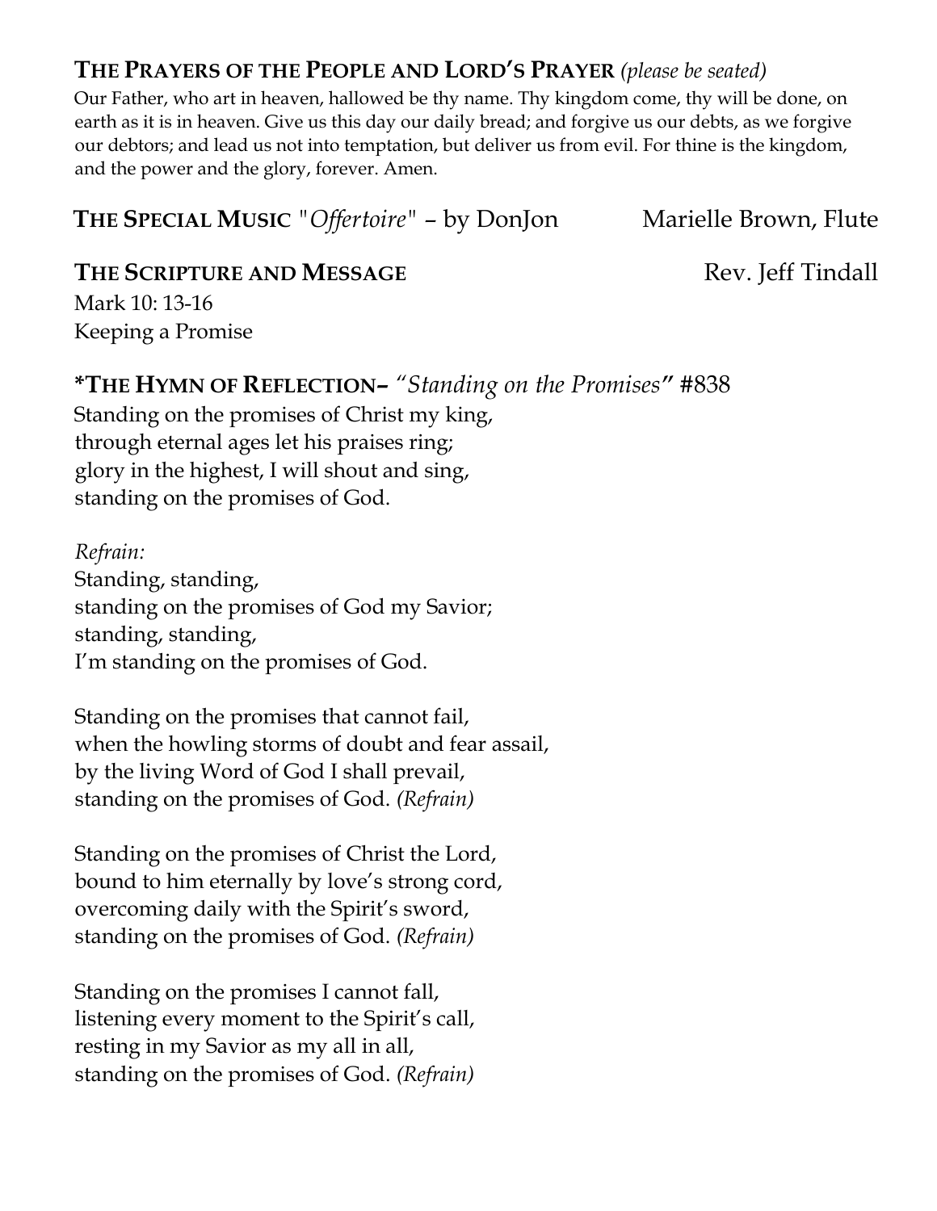## THE PRAYERS OF THE PEOPLE AND LORD'S PRAYER *(please be seated)*

Our Father, who art in heaven, hallowed be thy name. Thy kingdom come, thy will be done, on earth as it is in heaven. Give us this day our daily bread; and forgive us our debts, as we forgive our debtors; and lead us not into temptation, but deliver us from evil. For thine is the kingdom, and the power and the glory, forever. Amen.

## THE SPECIAL MUSIC "*Offertoire*" – by DonJon Marielle Brown, Flute

## THE SCRIPTURE AND MESSAGE Rev. Jeff Tindall

Mark 10: 13-16
Keeping a Promise

## *THE HYMN OF REFLECTION– *"Standing on the Promises"* #838

Standing on the promises of Christ my king,
through eternal ages let his praises ring;
glory in the highest, I will shout and sing,
standing on the promises of God.

*Refrain:*
Standing, standing,
standing on the promises of God my Savior;
standing, standing,
I'm standing on the promises of God.

Standing on the promises that cannot fail,
when the howling storms of doubt and fear assail,
by the living Word of God I shall prevail,
standing on the promises of God. *(Refrain)*

Standing on the promises of Christ the Lord,
bound to him eternally by love's strong cord,
overcoming daily with the Spirit's sword,
standing on the promises of God. *(Refrain)*

Standing on the promises I cannot fall,
listening every moment to the Spirit's call,
resting in my Savior as my all in all,
standing on the promises of God. *(Refrain)*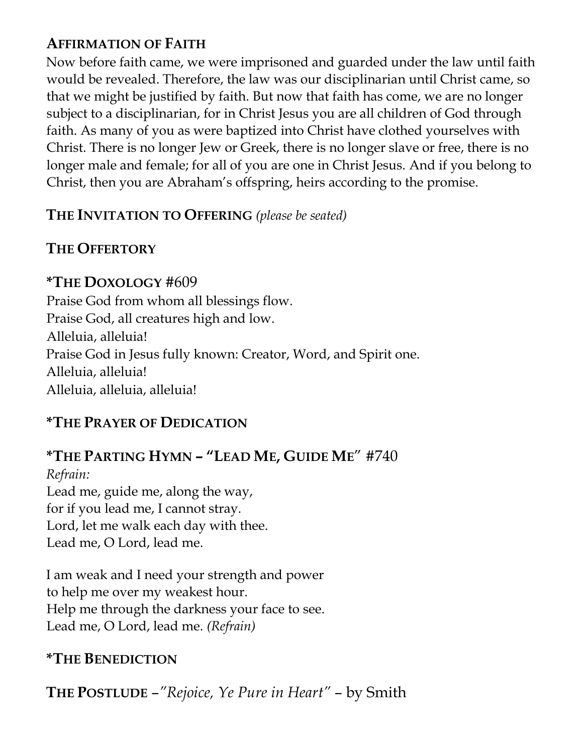## Affirmation of Faith

Now before faith came, we were imprisoned and guarded under the law until faith would be revealed. Therefore, the law was our disciplinarian until Christ came, so that we might be justified by faith. But now that faith has come, we are no longer subject to a disciplinarian, for in Christ Jesus you are all children of God through faith. As many of you as were baptized into Christ have clothed yourselves with Christ. There is no longer Jew or Greek, there is no longer slave or free, there is no longer male and female; for all of you are one in Christ Jesus. And if you belong to Christ, then you are Abraham's offspring, heirs according to the promise.

## The Invitation to Offering *(please be seated)*

## The Offertory

## *The Doxology #609

Praise God from whom all blessings flow.
Praise God, all creatures high and low.
Alleluia, alleluia!
Praise God in Jesus fully known: Creator, Word, and Spirit one.
Alleluia, alleluia!
Alleluia, alleluia, alleluia!

## *The Prayer of Dedication

## *The Parting Hymn – "Lead Me, Guide Me" #740

*Refrain:*
Lead me, guide me, along the way,
for if you lead me, I cannot stray.
Lord, let me walk each day with thee.
Lead me, O Lord, lead me.

I am weak and I need your strength and power
to help me over my weakest hour.
Help me through the darkness your face to see.
Lead me, O Lord, lead me. *(Refrain)*

## *The Benediction

## The Postlude –*"Rejoice, Ye Pure in Heart"* – by Smith